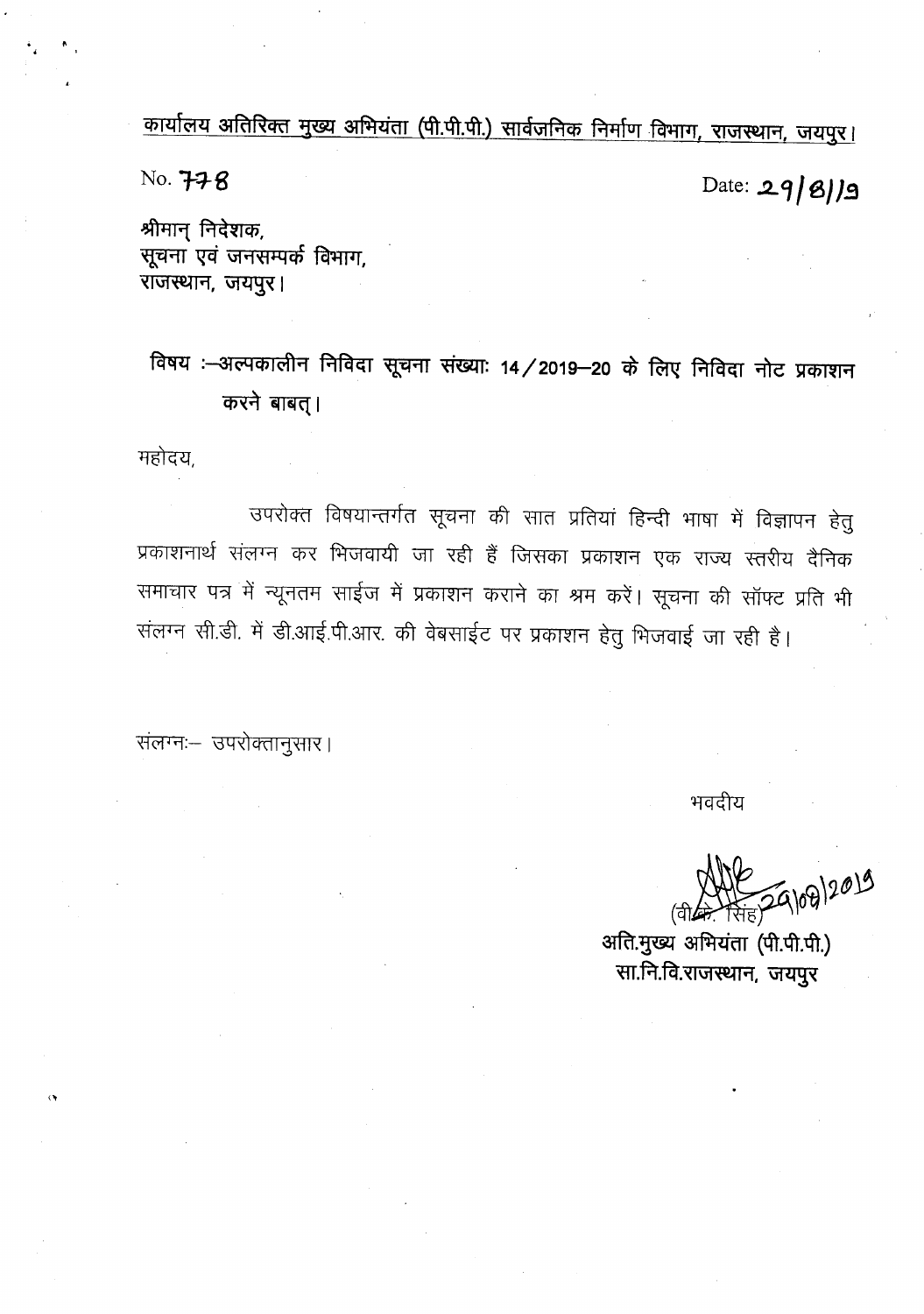<u>कार्यालय अतिरिक्त मुख्य अभियंता (पी.पी.पी.) सार्वजनिक निर्माण विभाग, राजस्थान, जयपुर।</u>

No. 778 Date: 29/8/19

श्रीमान् निदेशक,
सूचना एवं जनसम्पर्क विभाग,
राजस्थान, जयपुर।

**विषय :–अल्पकालीन निविदा सूचना संख्याः 14/2019–20 के लिए निविदा नोट प्रकाशन करने बाबत्।**

महोदय,

उपरोक्त विषयान्तर्गत सूचना की सात प्रतियां हिन्दी भाषा में विज्ञापन हेतु प्रकाशनार्थ संलग्न कर भिजवायी जा रही हैं जिसका प्रकाशन एक राज्य स्तरीय दैनिक समाचार पत्र में न्यूनतम साईज में प्रकाशन कराने का श्रम करें। सूचना की सॉफ्ट प्रति भी संलग्न सी.डी. में डी.आई.पी.आर. की वेबसाईट पर प्रकाशन हेतु भिजवाई जा रही है।

संलग्नः– उपरोक्तानुसार।

भवदीय

29/08/2019
(वी.के. सिंह)
**अति.मुख्य अभियंता (पी.पी.पी.)**
**सा.नि.वि.राजस्थान, जयपुर**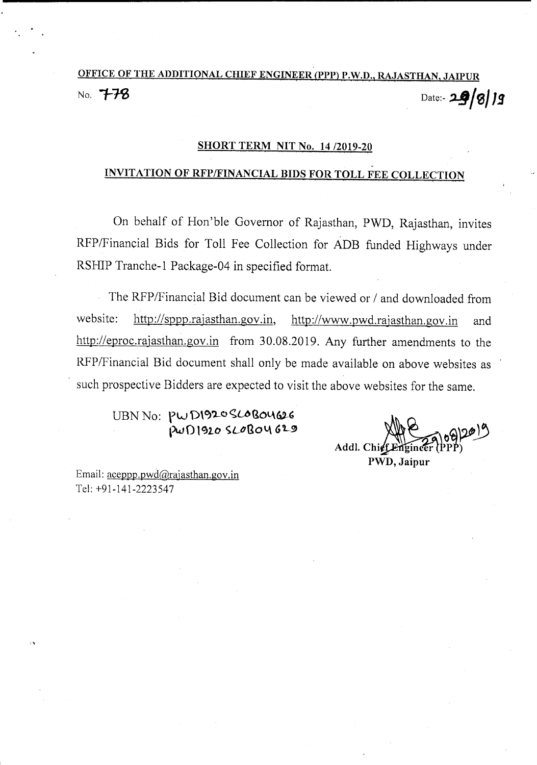**OFFICE OF THE ADDITIONAL CHIEF ENGINEER (PPP) P.W.D., RAJASTHAN, JAIPUR**

No. 778 Date:- 29/8/19

## SHORT TERM NIT No. 14 /2019-20

## INVITATION OF RFP/FINANCIAL BIDS FOR TOLL FEE COLLECTION

On behalf of Hon'ble Governor of Rajasthan, PWD, Rajasthan, invites RFP/Financial Bids for Toll Fee Collection for ADB funded Highways under RSHIP Tranche-1 Package-04 in specified format.

The RFP/Financial Bid document can be viewed or / and downloaded from website: http://sppp.rajasthan.gov.in, http://www.pwd.rajasthan.gov.in and http://eproc.rajasthan.gov.in from 30.08.2019. Any further amendments to the RFP/Financial Bid document shall only be made available on above websites as such prospective Bidders are expected to visit the above websites for the same.

UBN No: PWD1920SLOB04626
PWD1920SLOB04629

29/08/2019
**Addl. Chief Engineer (PPP)**
**PWD, Jaipur**

Email: aceppp.pwd@rajasthan.gov.in
Tel: +91-141-2223547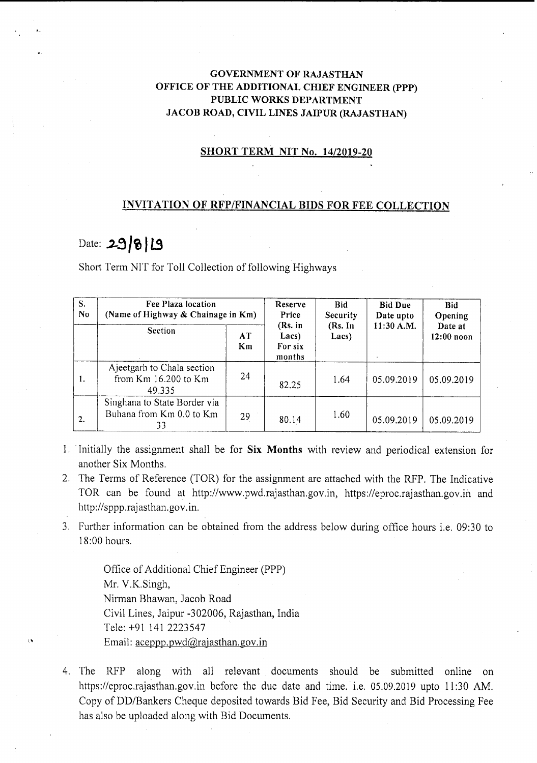**GOVERNMENT OF RAJASTHAN**
**OFFICE OF THE ADDITIONAL CHIEF ENGINEER (PPP)**
**PUBLIC WORKS DEPARTMENT**
**JACOB ROAD, CIVIL LINES JAIPUR (RAJASTHAN)**

## SHORT TERM NIT No. 14/2019-20

## INVITATION OF RFP/FINANCIAL BIDS FOR FEE COLLECTION

Date: 29/8/19

Short Term NIT for Toll Collection of following Highways

| S. No | Fee Plaza location (Name of Highway & Chainage in Km) | | Reserve Price (Rs. in Lacs) For six months | Bid Security (Rs. In Lacs) | Bid Due Date upto 11:30 A.M. | Bid Opening Date at 12:00 noon |
|---|---|---|---|---|---|---|
| | Section | AT Km | | | | |
| 1. | Ajeetgarh to Chala section from Km 16.200 to Km 49.335 | 24 | 82.25 | 1.64 | 05.09.2019 | 05.09.2019 |
| 2. | Singhana to State Border via Buhana from Km 0.0 to Km 33 | 29 | 80.14 | 1.60 | 05.09.2019 | 05.09.2019 |

1. Initially the assignment shall be for **Six Months** with review and periodical extension for another Six Months.
2. The Terms of Reference (TOR) for the assignment are attached with the RFP. The Indicative TOR can be found at http://www.pwd.rajasthan.gov.in, https://eproc.rajasthan.gov.in and http://sppp.rajasthan.gov.in.
3. Further information can be obtained from the address below during office hours i.e. 09:30 to 18:00 hours.

   Office of Additional Chief Engineer (PPP)
   Mr. V.K.Singh,
   Nirman Bhawan, Jacob Road
   Civil Lines, Jaipur -302006, Rajasthan, India
   Tele: +91 141 2223547
   Email: aceppp.pwd@rajasthan.gov.in

4. The RFP along with all relevant documents should be submitted online on https://eproc.rajasthan.gov.in before the due date and time. i.e. 05.09.2019 upto 11:30 AM. Copy of DD/Bankers Cheque deposited towards Bid Fee, Bid Security and Bid Processing Fee has also be uploaded along with Bid Documents.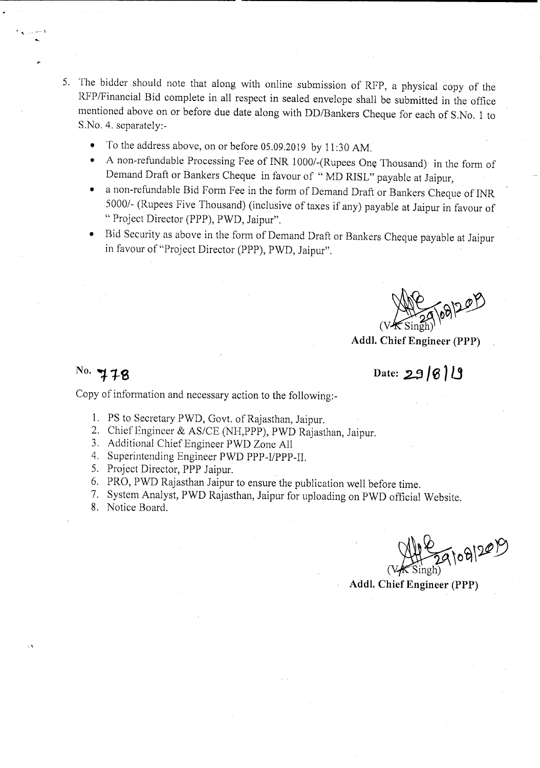5. The bidder should note that along with online submission of RFP, a physical copy of the RFP/Financial Bid complete in all respect in sealed envelope shall be submitted in the office mentioned above on or before due date along with DD/Bankers Cheque for each of S.No. 1 to S.No. 4. separately:-
   - To the address above, on or before 05.09.2019 by 11:30 AM.
   - A non-refundable Processing Fee of INR 1000/-(Rupees One Thousand) in the form of Demand Draft or Bankers Cheque in favour of " MD RISL" payable at Jaipur,
   - a non-refundable Bid Form Fee in the form of Demand Draft or Bankers Cheque of INR 5000/- (Rupees Five Thousand) (inclusive of taxes if any) payable at Jaipur in favour of " Project Director (PPP), PWD, Jaipur".
   - Bid Security as above in the form of Demand Draft or Bankers Cheque payable at Jaipur in favour of "Project Director (PPP), PWD, Jaipur".

29/08/2019
(V.K Singh)
**Addl. Chief Engineer (PPP)**

No. 778 Date: 29/8/19

Copy of information and necessary action to the following:-

1. PS to Secretary PWD, Govt. of Rajasthan, Jaipur.
2. Chief Engineer & AS/CE (NH,PPP), PWD Rajasthan, Jaipur.
3. Additional Chief Engineer PWD Zone All
4. Superintending Engineer PWD PPP-I/PPP-II.
5. Project Director, PPP Jaipur.
6. PRO, PWD Rajasthan Jaipur to ensure the publication well before time.
7. System Analyst, PWD Rajasthan, Jaipur for uploading on PWD official Website.
8. Notice Board.

29/08/2019
(V.K Singh)
**Addl. Chief Engineer (PPP)**